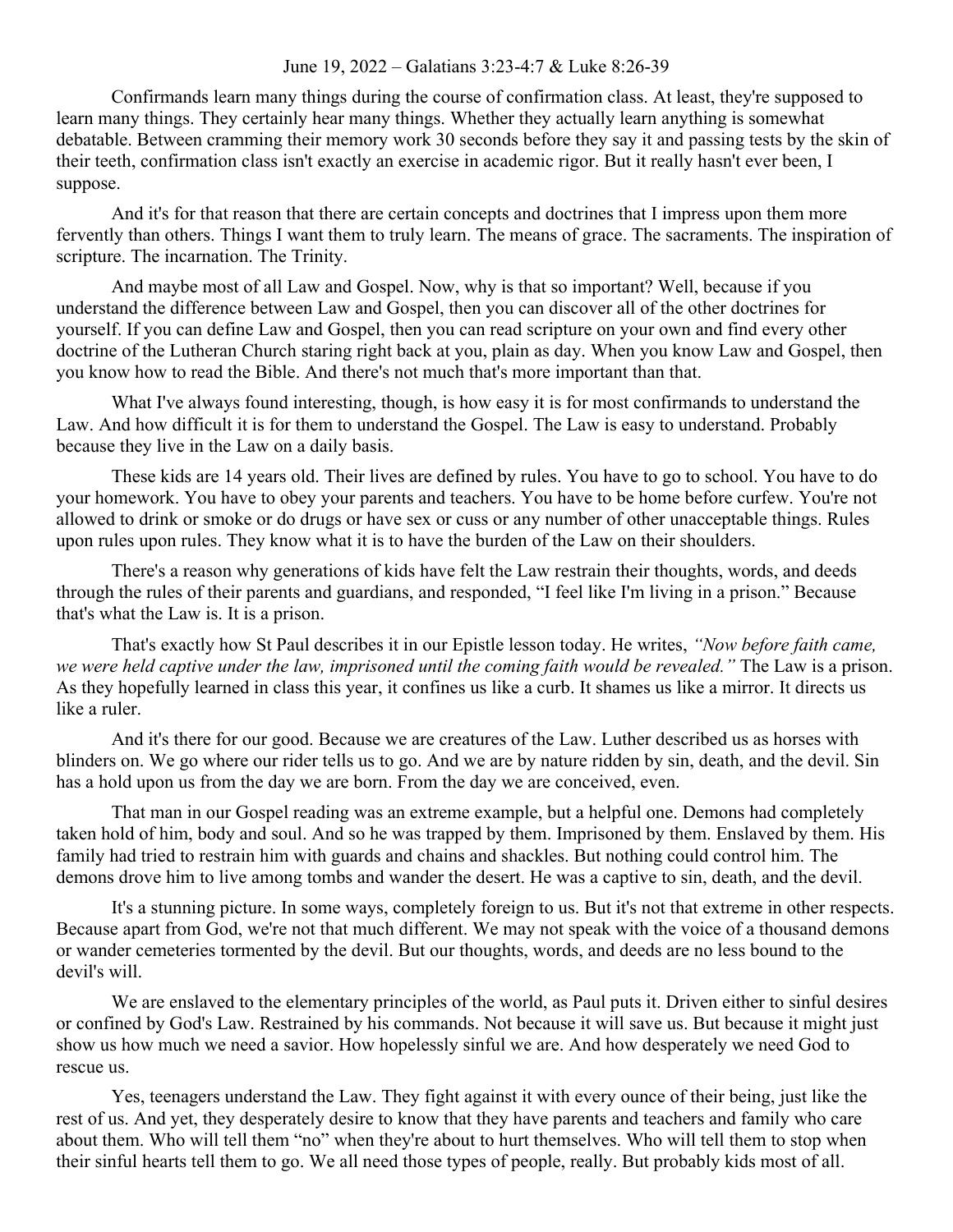June 19, 2022 – Galatians 3:23-4:7 & Luke 8:26-39

Confirmands learn many things during the course of confirmation class. At least, they're supposed to learn many things. They certainly hear many things. Whether they actually learn anything is somewhat debatable. Between cramming their memory work 30 seconds before they say it and passing tests by the skin of their teeth, confirmation class isn't exactly an exercise in academic rigor. But it really hasn't ever been, I suppose.

And it's for that reason that there are certain concepts and doctrines that I impress upon them more fervently than others. Things I want them to truly learn. The means of grace. The sacraments. The inspiration of scripture. The incarnation. The Trinity.

And maybe most of all Law and Gospel. Now, why is that so important? Well, because if you understand the difference between Law and Gospel, then you can discover all of the other doctrines for yourself. If you can define Law and Gospel, then you can read scripture on your own and find every other doctrine of the Lutheran Church staring right back at you, plain as day. When you know Law and Gospel, then you know how to read the Bible. And there's not much that's more important than that.

What I've always found interesting, though, is how easy it is for most confirmands to understand the Law. And how difficult it is for them to understand the Gospel. The Law is easy to understand. Probably because they live in the Law on a daily basis.

These kids are 14 years old. Their lives are defined by rules. You have to go to school. You have to do your homework. You have to obey your parents and teachers. You have to be home before curfew. You're not allowed to drink or smoke or do drugs or have sex or cuss or any number of other unacceptable things. Rules upon rules upon rules. They know what it is to have the burden of the Law on their shoulders.

There's a reason why generations of kids have felt the Law restrain their thoughts, words, and deeds through the rules of their parents and guardians, and responded, "I feel like I'm living in a prison." Because that's what the Law is. It is a prison.

That's exactly how St Paul describes it in our Epistle lesson today. He writes, *"Now before faith came, we were held captive under the law, imprisoned until the coming faith would be revealed."* The Law is a prison. As they hopefully learned in class this year, it confines us like a curb. It shames us like a mirror. It directs us like a ruler.

And it's there for our good. Because we are creatures of the Law. Luther described us as horses with blinders on. We go where our rider tells us to go. And we are by nature ridden by sin, death, and the devil. Sin has a hold upon us from the day we are born. From the day we are conceived, even.

That man in our Gospel reading was an extreme example, but a helpful one. Demons had completely taken hold of him, body and soul. And so he was trapped by them. Imprisoned by them. Enslaved by them. His family had tried to restrain him with guards and chains and shackles. But nothing could control him. The demons drove him to live among tombs and wander the desert. He was a captive to sin, death, and the devil.

It's a stunning picture. In some ways, completely foreign to us. But it's not that extreme in other respects. Because apart from God, we're not that much different. We may not speak with the voice of a thousand demons or wander cemeteries tormented by the devil. But our thoughts, words, and deeds are no less bound to the devil's will.

We are enslaved to the elementary principles of the world, as Paul puts it. Driven either to sinful desires or confined by God's Law. Restrained by his commands. Not because it will save us. But because it might just show us how much we need a savior. How hopelessly sinful we are. And how desperately we need God to rescue us.

Yes, teenagers understand the Law. They fight against it with every ounce of their being, just like the rest of us. And yet, they desperately desire to know that they have parents and teachers and family who care about them. Who will tell them "no" when they're about to hurt themselves. Who will tell them to stop when their sinful hearts tell them to go. We all need those types of people, really. But probably kids most of all.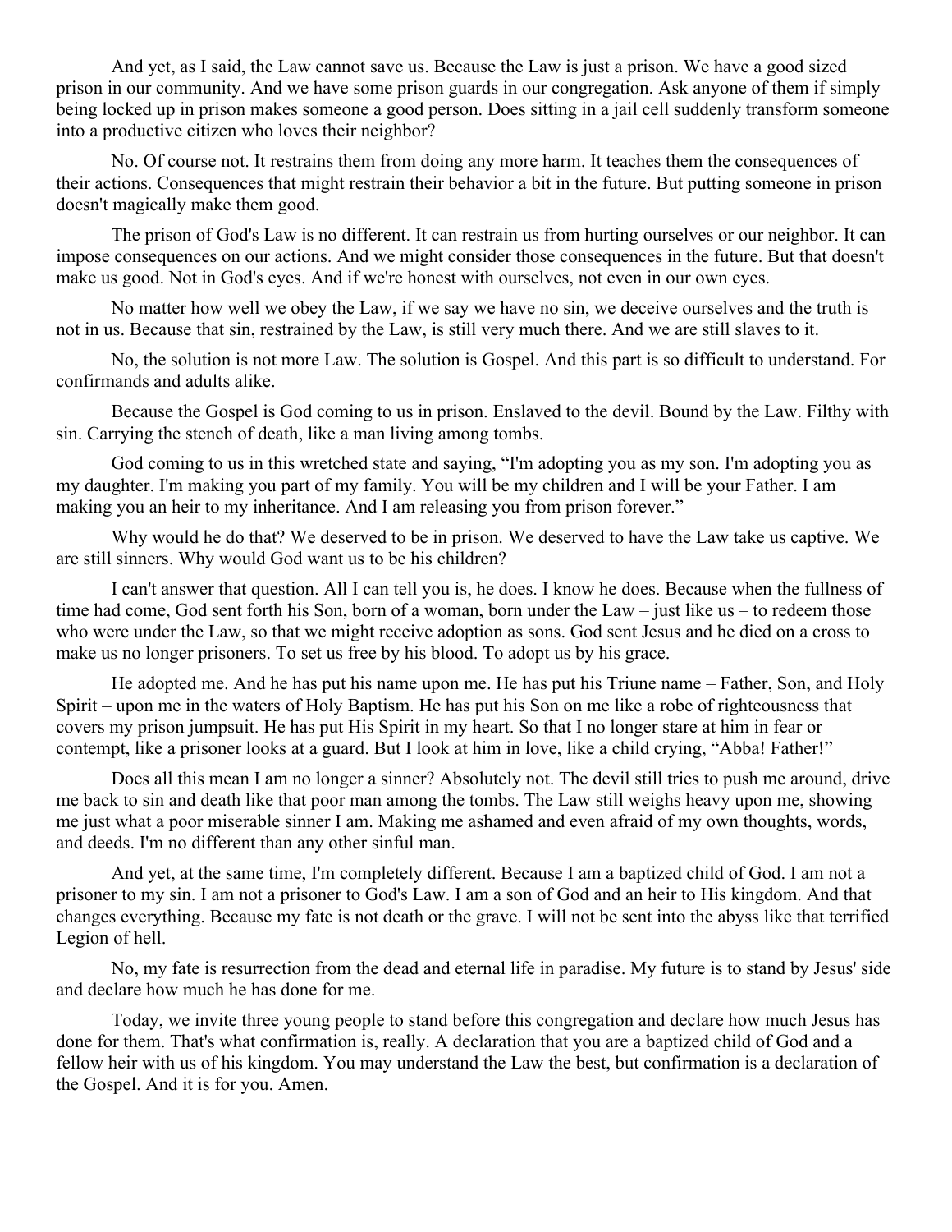And yet, as I said, the Law cannot save us. Because the Law is just a prison. We have a good sized prison in our community. And we have some prison guards in our congregation. Ask anyone of them if simply being locked up in prison makes someone a good person. Does sitting in a jail cell suddenly transform someone into a productive citizen who loves their neighbor?

No. Of course not. It restrains them from doing any more harm. It teaches them the consequences of their actions. Consequences that might restrain their behavior a bit in the future. But putting someone in prison doesn't magically make them good.

The prison of God's Law is no different. It can restrain us from hurting ourselves or our neighbor. It can impose consequences on our actions. And we might consider those consequences in the future. But that doesn't make us good. Not in God's eyes. And if we're honest with ourselves, not even in our own eyes.

No matter how well we obey the Law, if we say we have no sin, we deceive ourselves and the truth is not in us. Because that sin, restrained by the Law, is still very much there. And we are still slaves to it.

No, the solution is not more Law. The solution is Gospel. And this part is so difficult to understand. For confirmands and adults alike.

Because the Gospel is God coming to us in prison. Enslaved to the devil. Bound by the Law. Filthy with sin. Carrying the stench of death, like a man living among tombs.

God coming to us in this wretched state and saying, "I'm adopting you as my son. I'm adopting you as my daughter. I'm making you part of my family. You will be my children and I will be your Father. I am making you an heir to my inheritance. And I am releasing you from prison forever."

Why would he do that? We deserved to be in prison. We deserved to have the Law take us captive. We are still sinners. Why would God want us to be his children?

I can't answer that question. All I can tell you is, he does. I know he does. Because when the fullness of time had come, God sent forth his Son, born of a woman, born under the Law – just like us – to redeem those who were under the Law, so that we might receive adoption as sons. God sent Jesus and he died on a cross to make us no longer prisoners. To set us free by his blood. To adopt us by his grace.

He adopted me. And he has put his name upon me. He has put his Triune name – Father, Son, and Holy Spirit – upon me in the waters of Holy Baptism. He has put his Son on me like a robe of righteousness that covers my prison jumpsuit. He has put His Spirit in my heart. So that I no longer stare at him in fear or contempt, like a prisoner looks at a guard. But I look at him in love, like a child crying, "Abba! Father!"

Does all this mean I am no longer a sinner? Absolutely not. The devil still tries to push me around, drive me back to sin and death like that poor man among the tombs. The Law still weighs heavy upon me, showing me just what a poor miserable sinner I am. Making me ashamed and even afraid of my own thoughts, words, and deeds. I'm no different than any other sinful man.

And yet, at the same time, I'm completely different. Because I am a baptized child of God. I am not a prisoner to my sin. I am not a prisoner to God's Law. I am a son of God and an heir to His kingdom. And that changes everything. Because my fate is not death or the grave. I will not be sent into the abyss like that terrified Legion of hell.

No, my fate is resurrection from the dead and eternal life in paradise. My future is to stand by Jesus' side and declare how much he has done for me.

Today, we invite three young people to stand before this congregation and declare how much Jesus has done for them. That's what confirmation is, really. A declaration that you are a baptized child of God and a fellow heir with us of his kingdom. You may understand the Law the best, but confirmation is a declaration of the Gospel. And it is for you. Amen.